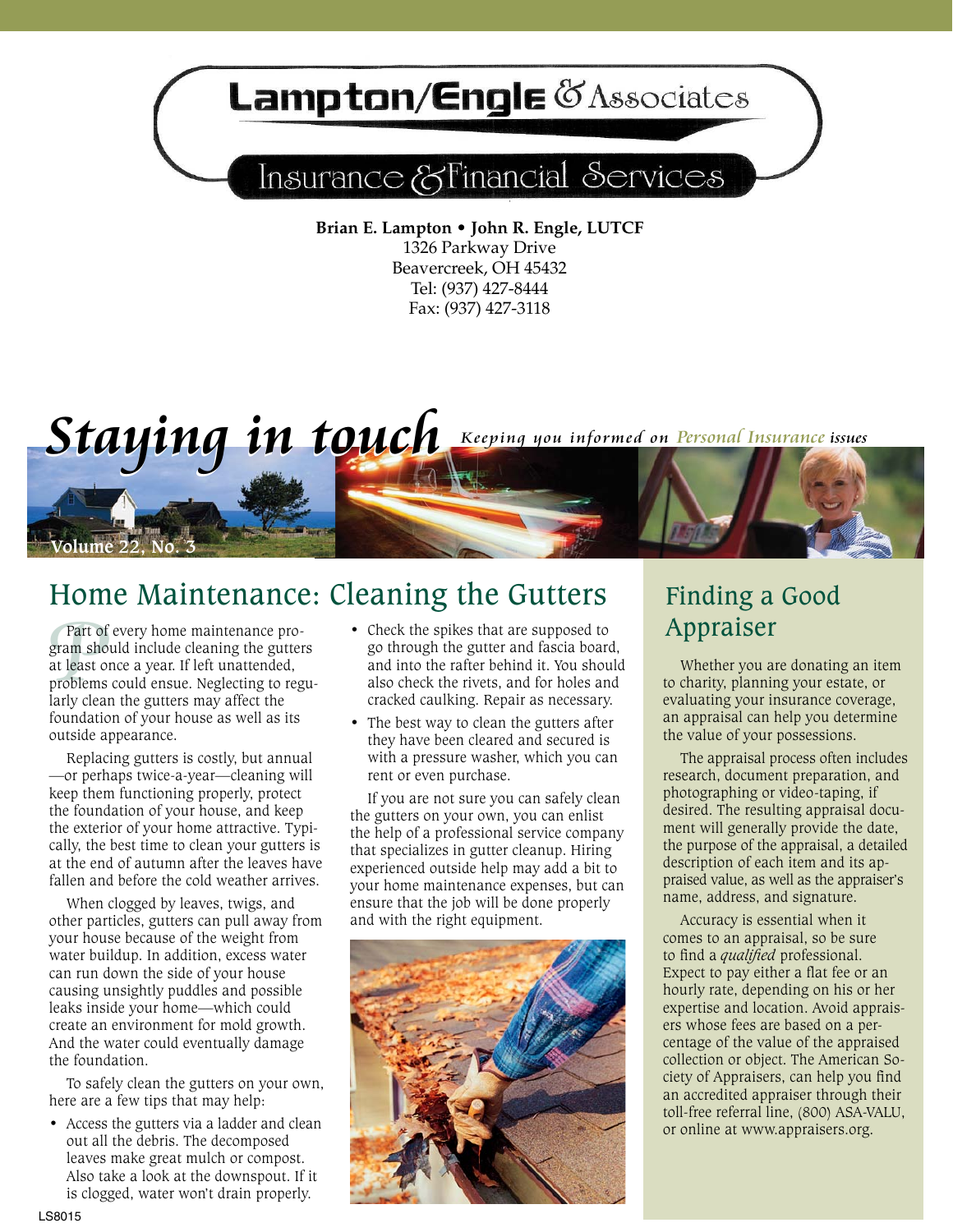# Lampton/Engle & Associates

## Insurance & Financial Services

**Brian E. Lampton • John R. Engle, LUTCF**
1326 Parkway Drive
Beavercreek, OH 45432
Tel: (937) 427-8444
Fax: (937) 427-3118

# *Staying in touch*

*Keeping you informed on Personal Insurance issues*

Volume 22, No. 3

## Home Maintenance: Cleaning the Gutters

Part of every home maintenance program should include cleaning the gutters at least once a year. If left unattended, problems could ensue. Neglecting to regularly clean the gutters may affect the foundation of your house as well as its outside appearance.

Replacing gutters is costly, but annual —or perhaps twice-a-year—cleaning will keep them functioning properly, protect the foundation of your house, and keep the exterior of your home attractive. Typically, the best time to clean your gutters is at the end of autumn after the leaves have fallen and before the cold weather arrives.

When clogged by leaves, twigs, and other particles, gutters can pull away from your house because of the weight from water buildup. In addition, excess water can run down the side of your house causing unsightly puddles and possible leaks inside your home—which could create an environment for mold growth. And the water could eventually damage the foundation.

To safely clean the gutters on your own, here are a few tips that may help:

- Access the gutters via a ladder and clean out all the debris. The decomposed leaves make great mulch or compost. Also take a look at the downspout. If it is clogged, water won't drain properly.
- Check the spikes that are supposed to go through the gutter and fascia board, and into the rafter behind it. You should also check the rivets, and for holes and cracked caulking. Repair as necessary.
- The best way to clean the gutters after they have been cleared and secured is with a pressure washer, which you can rent or even purchase.

If you are not sure you can safely clean the gutters on your own, you can enlist the help of a professional service company that specializes in gutter cleanup. Hiring experienced outside help may add a bit to your home maintenance expenses, but can ensure that the job will be done properly and with the right equipment.

## Finding a Good Appraiser

Whether you are donating an item to charity, planning your estate, or evaluating your insurance coverage, an appraisal can help you determine the value of your possessions.

The appraisal process often includes research, document preparation, and photographing or video-taping, if desired. The resulting appraisal document will generally provide the date, the purpose of the appraisal, a detailed description of each item and its appraised value, as well as the appraiser's name, address, and signature.

Accuracy is essential when it comes to an appraisal, so be sure to find a *qualified* professional. Expect to pay either a flat fee or an hourly rate, depending on his or her expertise and location. Avoid appraisers whose fees are based on a percentage of the value of the appraised collection or object. The American Society of Appraisers, can help you find an accredited appraiser through their toll-free referral line, (800) ASA-VALU, or online at www.appraisers.org.

LS8015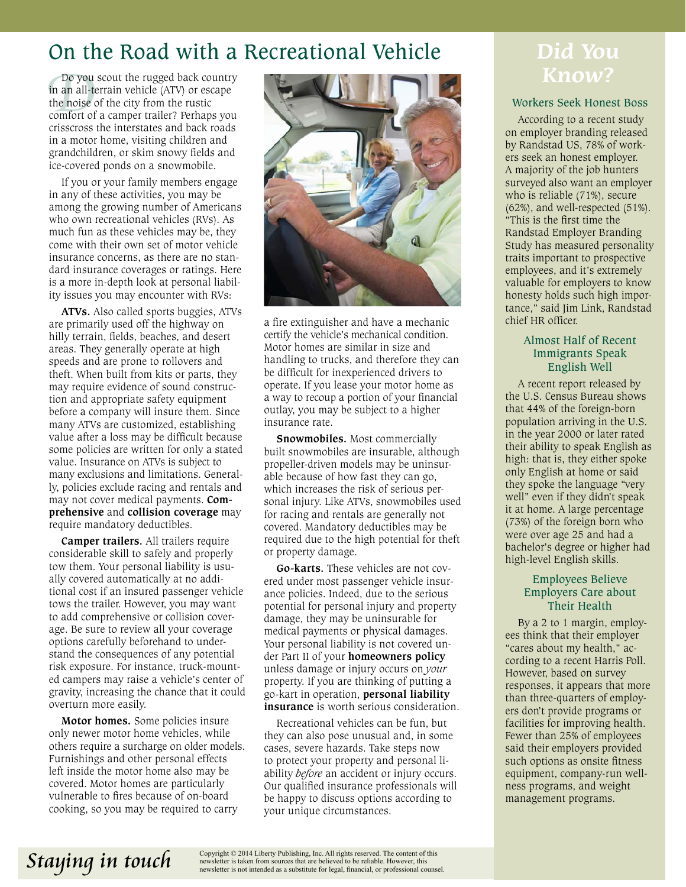# On the Road with a Recreational Vehicle

Do you scout the rugged back country in an all-terrain vehicle (ATV) or escape the noise of the city from the rustic comfort of a camper trailer? Perhaps you crisscross the interstates and back roads in a motor home, visiting children and grandchildren, or skim snowy fields and ice-covered ponds on a snowmobile.

If you or your family members engage in any of these activities, you may be among the growing number of Americans who own recreational vehicles (RVs). As much fun as these vehicles may be, they come with their own set of motor vehicle insurance concerns, as there are no standard insurance coverages or ratings. Here is a more in-depth look at personal liability issues you may encounter with RVs:

**ATVs.** Also called sports buggies, ATVs are primarily used off the highway on hilly terrain, fields, beaches, and desert areas. They generally operate at high speeds and are prone to rollovers and theft. When built from kits or parts, they may require evidence of sound construction and appropriate safety equipment before a company will insure them. Since many ATVs are customized, establishing value after a loss may be difficult because some policies are written for only a stated value. Insurance on ATVs is subject to many exclusions and limitations. Generally, policies exclude racing and rentals and may not cover medical payments. **Comprehensive** and **collision coverage** may require mandatory deductibles.

**Camper trailers.** All trailers require considerable skill to safely and properly tow them. Your personal liability is usually covered automatically at no additional cost if an insured passenger vehicle tows the trailer. However, you may want to add comprehensive or collision coverage. Be sure to review all your coverage options carefully beforehand to understand the consequences of any potential risk exposure. For instance, truck-mounted campers may raise a vehicle's center of gravity, increasing the chance that it could overturn more easily.

**Motor homes.** Some policies insure only newer motor home vehicles, while others require a surcharge on older models. Furnishings and other personal effects left inside the motor home also may be covered. Motor homes are particularly vulnerable to fires because of on-board cooking, so you may be required to carry a fire extinguisher and have a mechanic certify the vehicle's mechanical condition. Motor homes are similar in size and handling to trucks, and therefore they can be difficult for inexperienced drivers to operate. If you lease your motor home as a way to recoup a portion of your financial outlay, you may be subject to a higher insurance rate.

**Snowmobiles.** Most commercially built snowmobiles are insurable, although propeller-driven models may be uninsurable because of how fast they can go, which increases the risk of serious personal injury. Like ATVs, snowmobiles used for racing and rentals are generally not covered. Mandatory deductibles may be required due to the high potential for theft or property damage.

**Go-karts.** These vehicles are not covered under most passenger vehicle insurance policies. Indeed, due to the serious potential for personal injury and property damage, they may be uninsurable for medical payments or physical damages. Your personal liability is not covered under Part II of your **homeowners policy** unless damage or injury occurs on *your* property. If you are thinking of putting a go-kart in operation, **personal liability insurance** is worth serious consideration.

Recreational vehicles can be fun, but they can also pose unusual and, in some cases, severe hazards. Take steps now to protect your property and personal liability *before* an accident or injury occurs. Our qualified insurance professionals will be happy to discuss options according to your unique circumstances.

## Did You Know?

### Workers Seek Honest Boss

According to a recent study on employer branding released by Randstad US, 78% of workers seek an honest employer. A majority of the job hunters surveyed also want an employer who is reliable (71%), secure (62%), and well-respected (51%). "This is the first time the Randstad Employer Branding Study has measured personality traits important to prospective employees, and it's extremely valuable for employers to know honesty holds such high importance," said Jim Link, Randstad chief HR officer.

### Almost Half of Recent Immigrants Speak English Well

A recent report released by the U.S. Census Bureau shows that 44% of the foreign-born population arriving in the U.S. in the year 2000 or later rated their ability to speak English as high: that is, they either spoke only English at home or said they spoke the language "very well" even if they didn't speak it at home. A large percentage (73%) of the foreign born who were over age 25 and had a bachelor's degree or higher had high-level English skills.

### Employees Believe Employers Care about Their Health

By a 2 to 1 margin, employees think that their employer "cares about my health," according to a recent Harris Poll. However, based on survey responses, it appears that more than three-quarters of employers don't provide programs or facilities for improving health. Fewer than 25% of employees said their employers provided such options as onsite fitness equipment, company-run wellness programs, and weight management programs.

*Staying in touch*

Copyright © 2014 Liberty Publishing, Inc. All rights reserved. The content of this newsletter is taken from sources that are believed to be reliable. However, this newsletter is not intended as a substitute for legal, financial, or professional counsel.